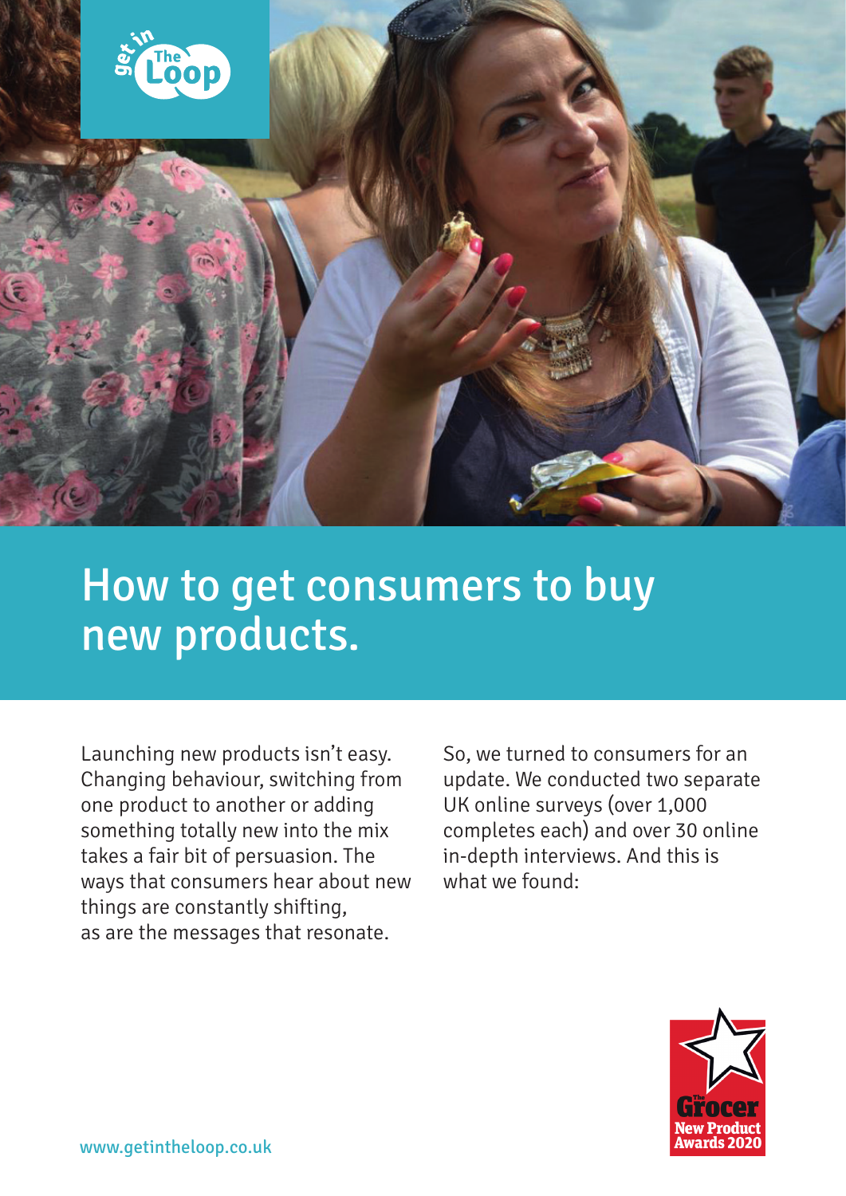# How to get consumers to buy new products.

Launching new products isn't easy. Changing behaviour, switching from one product to another or adding something totally new into the mix takes a fair bit of persuasion. The ways that consumers hear about new things are constantly shifting, as are the messages that resonate.

So, we turned to consumers for an update. We conducted two separate UK online surveys (over 1,000 completes each) and over 30 online in-depth interviews. And this is what we found:

www.getintheloop.co.uk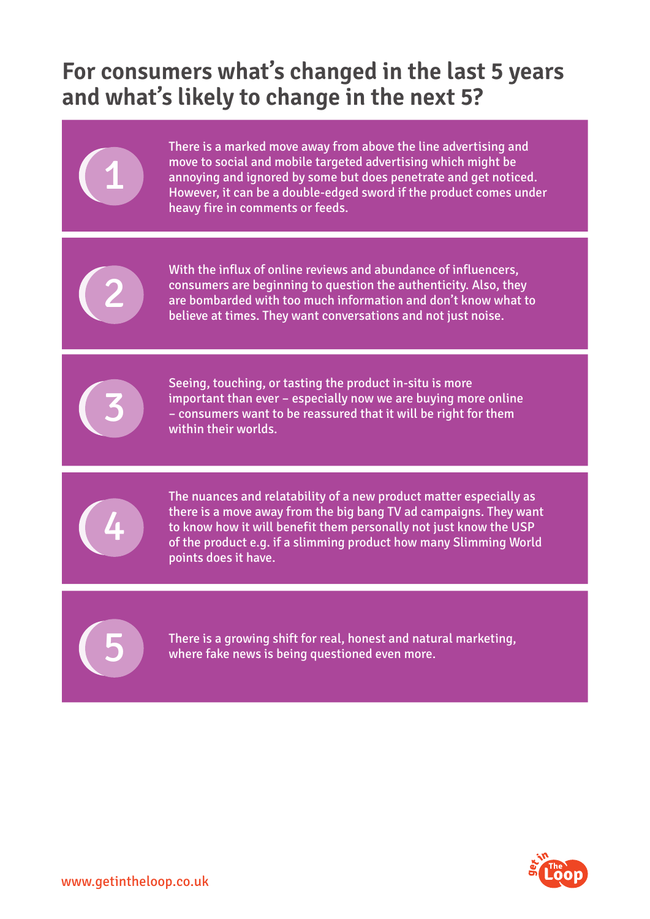# For consumers what's changed in the last 5 years and what's likely to change in the next 5?

1. There is a marked move away from above the line advertising and move to social and mobile targeted advertising which might be annoying and ignored by some but does penetrate and get noticed. However, it can be a double-edged sword if the product comes under heavy fire in comments or feeds.

2. With the influx of online reviews and abundance of influencers, consumers are beginning to question the authenticity. Also, they are bombarded with too much information and don't know what to believe at times. They want conversations and not just noise.

3. Seeing, touching, or tasting the product in-situ is more important than ever – especially now we are buying more online – consumers want to be reassured that it will be right for them within their worlds.

4. The nuances and relatability of a new product matter especially as there is a move away from the big bang TV ad campaigns. They want to know how it will benefit them personally not just know the USP of the product e.g. if a slimming product how many Slimming World points does it have.

5. There is a growing shift for real, honest and natural marketing, where fake news is being questioned even more.

www.getintheloop.co.uk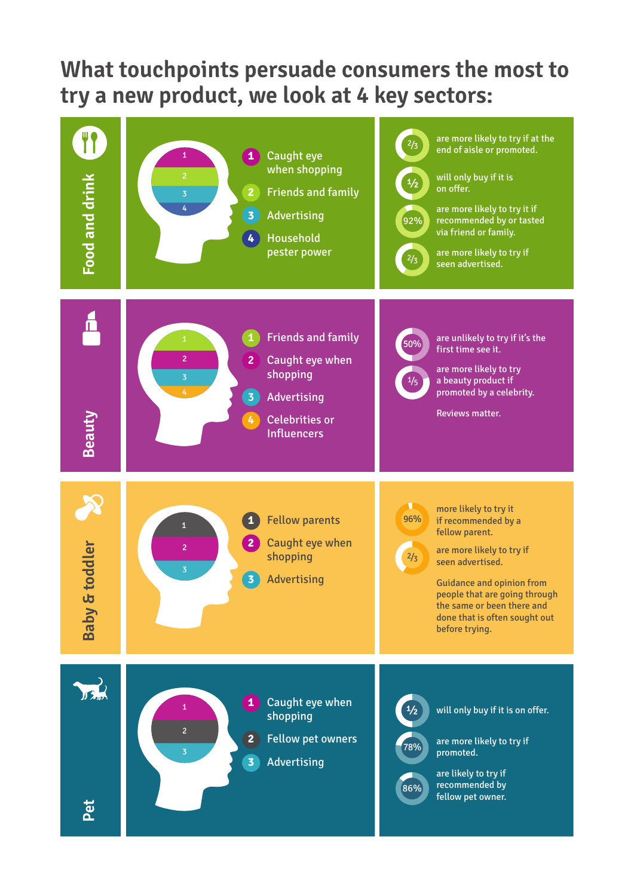# What touchpoints persuade consumers the most to try a new product, we look at 4 key sectors:

## Food and drink

1. Caught eye when shopping
2. Friends and family
3. Advertising
4. Household pester power

- **2/3** are more likely to try if at the end of aisle or promoted.
- **1/2** will only buy if it is on offer.
- **92%** are more likely to try it if recommended by or tasted via friend or family.
- **2/3** are more likely to try if seen advertised.

## Beauty

1. Friends and family
2. Caught eye when shopping
3. Advertising
4. Celebrities or Influencers

- **50%** are unlikely to try if it's the first time see it.
- **1/5** are more likely to try a beauty product if promoted by a celebrity.

Reviews matter.

## Baby & toddler

1. Fellow parents
2. Caught eye when shopping
3. Advertising

- **96%** more likely to try it if recommended by a fellow parent.
- **2/3** are more likely to try if seen advertised.

Guidance and opinion from people that are going through the same or been there and done that is often sought out before trying.

## Pet

1. Caught eye when shopping
2. Fellow pet owners
3. Advertising

- **1/2** will only buy if it is on offer.
- **78%** are more likely to try if promoted.
- **86%** are likely to try if recommended by fellow pet owner.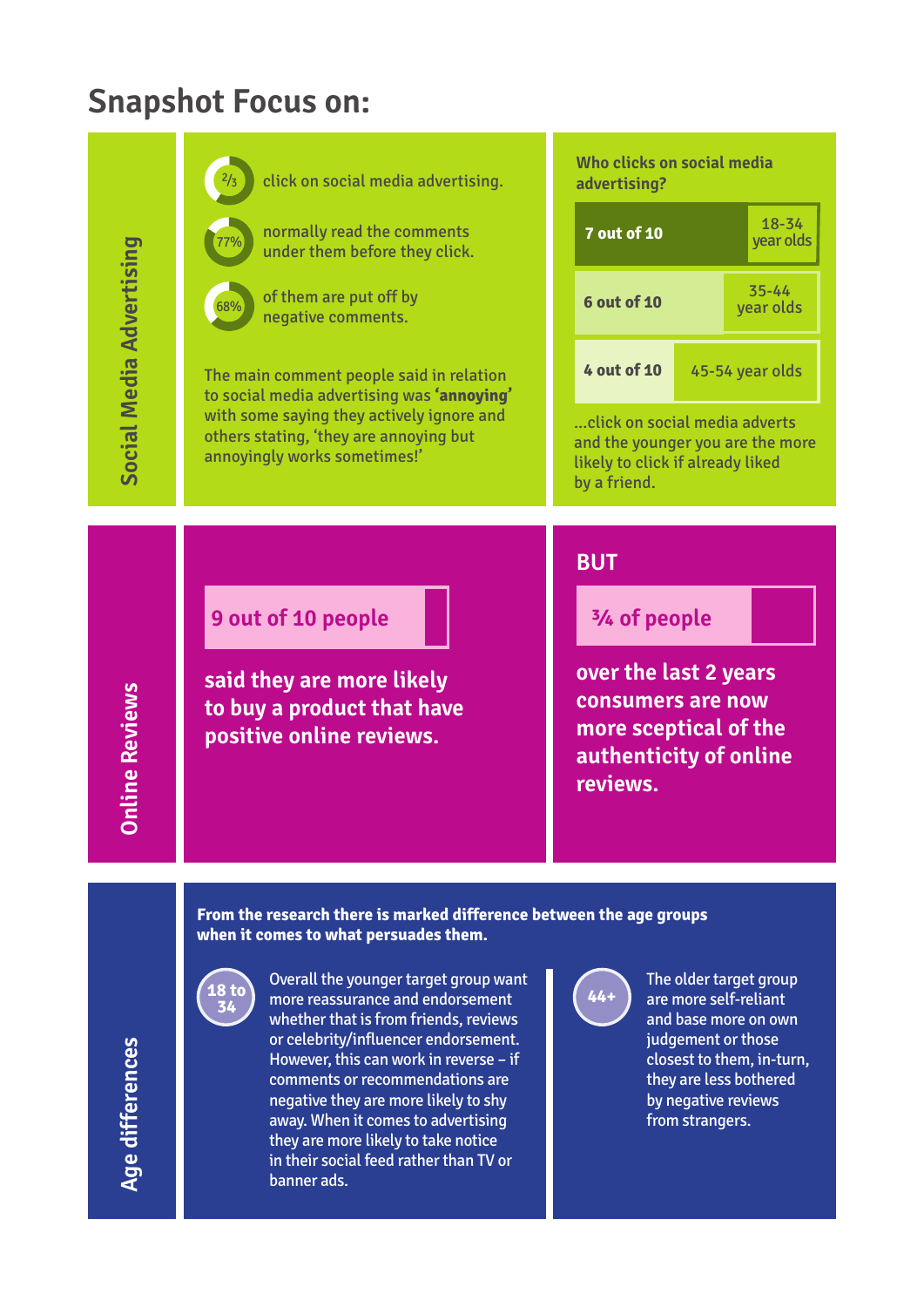# Snapshot Focus on:

## Social Media Advertising

- **2/3** click on social media advertising.
- **77%** normally read the comments under them before they click.
- **68%** of them are put off by negative comments.

The main comment people said in relation to social media advertising was **'annoying'** with some saying they actively ignore and others stating, 'they are annoying but annoyingly works sometimes!'

**Who clicks on social media advertising?**

| | |
|---|---|
| 7 out of 10 | 18-34 year olds |
| 6 out of 10 | 35-44 year olds |
| 4 out of 10 | 45-54 year olds |

...click on social media adverts and the younger you are the more likely to click if already liked by a friend.

## Online Reviews

**9 out of 10 people**

**said they are more likely to buy a product that have positive online reviews.**

**BUT**

**¾ of people**

**over the last 2 years consumers are now more sceptical of the authenticity of online reviews.**

## Age differences

**From the research there is marked difference between the age groups when it comes to what persuades them.**

**18 to 34**

Overall the younger target group want more reassurance and endorsement whether that is from friends, reviews or celebrity/influencer endorsement. However, this can work in reverse – if comments or recommendations are negative they are more likely to shy away. When it comes to advertising they are more likely to take notice in their social feed rather than TV or banner ads.

**44+**

The older target group are more self-reliant and base more on own judgement or those closest to them, in-turn, they are less bothered by negative reviews from strangers.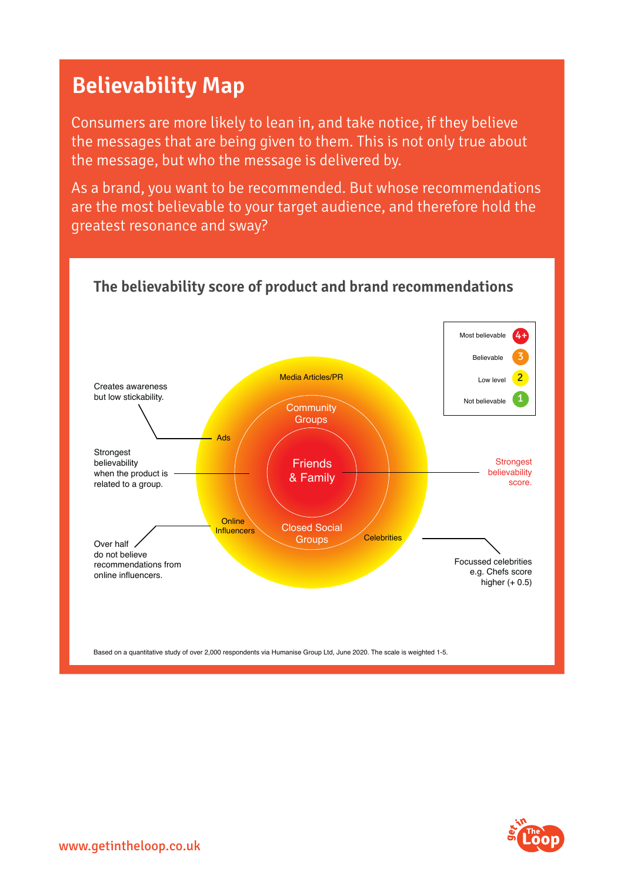# Believability Map

Consumers are more likely to lean in, and take notice, if they believe the messages that are being given to them. This is not only true about the message, but who the message is delivered by.

As a brand, you want to be recommended. But whose recommendations are the most believable to your target audience, and therefore hold the greatest resonance and sway?

## The believability score of product and brand recommendations

Most believable 4+

Believable 3

Low level 2

Not believable 1

Media Articles/PR

Community Groups

Ads

Friends & Family

Online Influencers

Closed Social Groups

Celebrities

Creates awareness but low stickability.

Strongest believability when the product is related to a group.

Over half do not believe recommendations from online influencers.

Strongest believability score.

Focussed celebrities e.g. Chefs score higher (+ 0.5)

Based on a quantitative study of over 2,000 respondents via Humanise Group Ltd, June 2020. The scale is weighted 1-5.

www.getintheloop.co.uk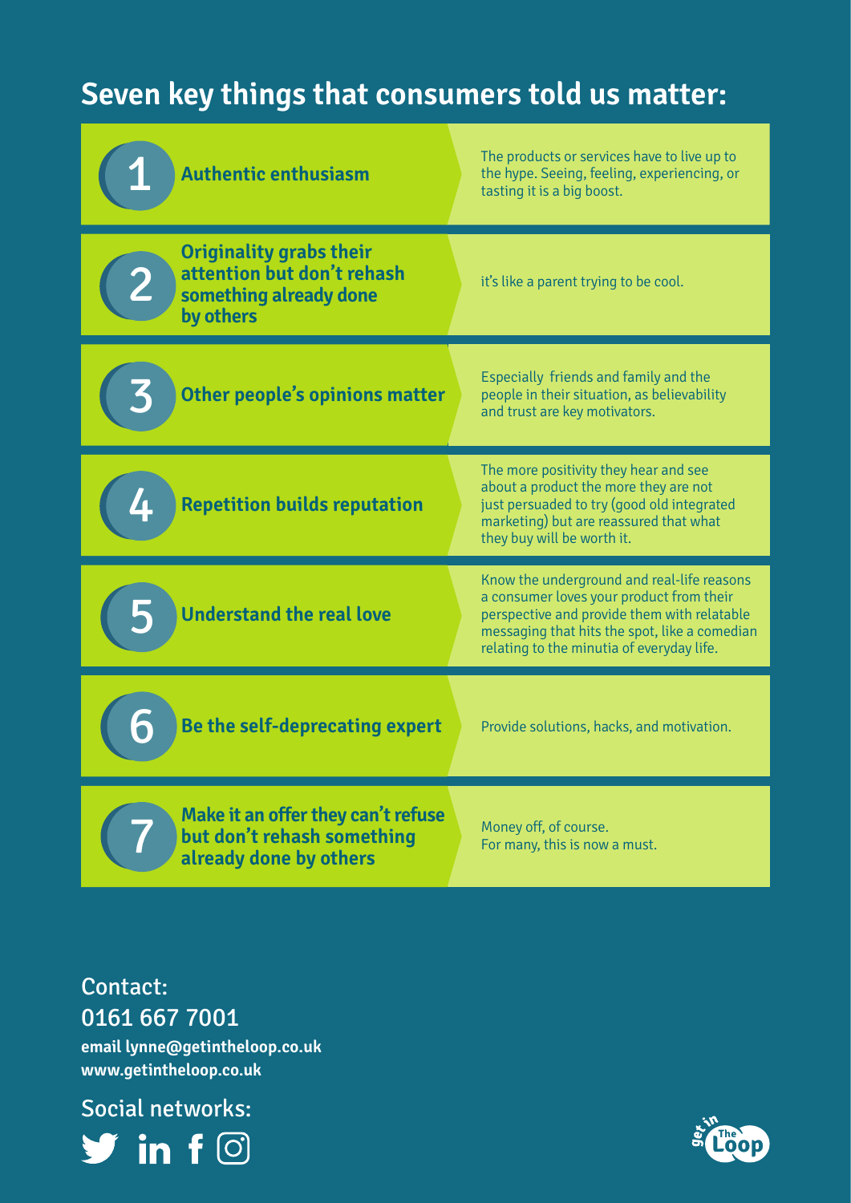# Seven key things that consumers told us matter:

| | | |
|---|---|---|
| 1 | **Authentic enthusiasm** | The products or services have to live up to the hype. Seeing, feeling, experiencing, or tasting it is a big boost. |
| 2 | **Originality grabs their attention but don't rehash something already done by others** | it's like a parent trying to be cool. |
| 3 | **Other people's opinions matter** | Especially friends and family and the people in their situation, as believability and trust are key motivators. |
| 4 | **Repetition builds reputation** | The more positivity they hear and see about a product the more they are not just persuaded to try (good old integrated marketing) but are reassured that what they buy will be worth it. |
| 5 | **Understand the real love** | Know the underground and real-life reasons a consumer loves your product from their perspective and provide them with relatable messaging that hits the spot, like a comedian relating to the minutia of everyday life. |
| 6 | **Be the self-deprecating expert** | Provide solutions, hacks, and motivation. |
| 7 | **Make it an offer they can't refuse but don't rehash something already done by others** | Money off, of course. For many, this is now a must. |

Contact:
0161 667 7001
**email lynne@getintheloop.co.uk**
**www.getintheloop.co.uk**

Social networks:

get in The Loop